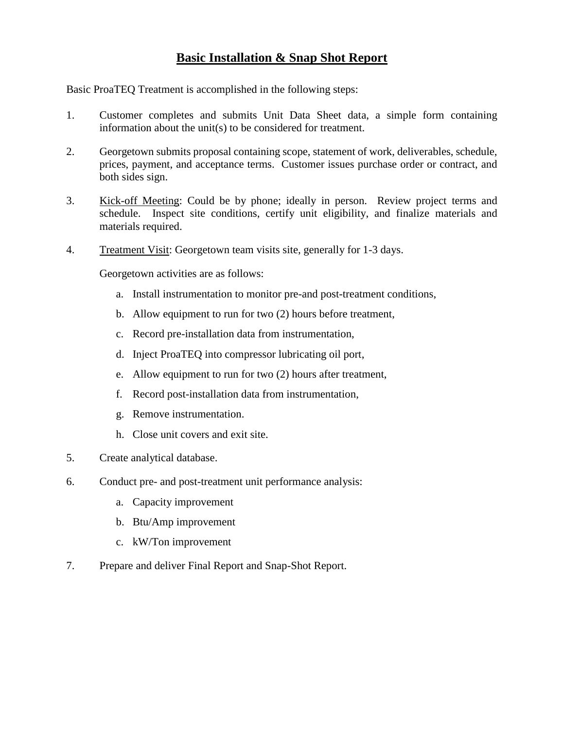# **Basic Installation & Snap Shot Report**

Basic ProaTEQ Treatment is accomplished in the following steps:

1. Customer completes and submits Unit Data Sheet data, a simple form containing information about the unit(s) to be considered for treatment.

2. Georgetown submits proposal containing scope, statement of work, deliverables, schedule, prices, payment, and acceptance terms. Customer issues purchase order or contract, and both sides sign.

3. Kick-off Meeting: Could be by phone; ideally in person. Review project terms and schedule. Inspect site conditions, certify unit eligibility, and finalize materials and materials required.

4. Treatment Visit: Georgetown team visits site, generally for 1-3 days.

   Georgetown activities are as follows:

   a. Install instrumentation to monitor pre-and post-treatment conditions,
   b. Allow equipment to run for two (2) hours before treatment,
   c. Record pre-installation data from instrumentation,
   d. Inject ProaTEQ into compressor lubricating oil port,
   e. Allow equipment to run for two (2) hours after treatment,
   f. Record post-installation data from instrumentation,
   g. Remove instrumentation.
   h. Close unit covers and exit site.

5. Create analytical database.

6. Conduct pre- and post-treatment unit performance analysis:

   a. Capacity improvement
   b. Btu/Amp improvement
   c. kW/Ton improvement

7. Prepare and deliver Final Report and Snap-Shot Report.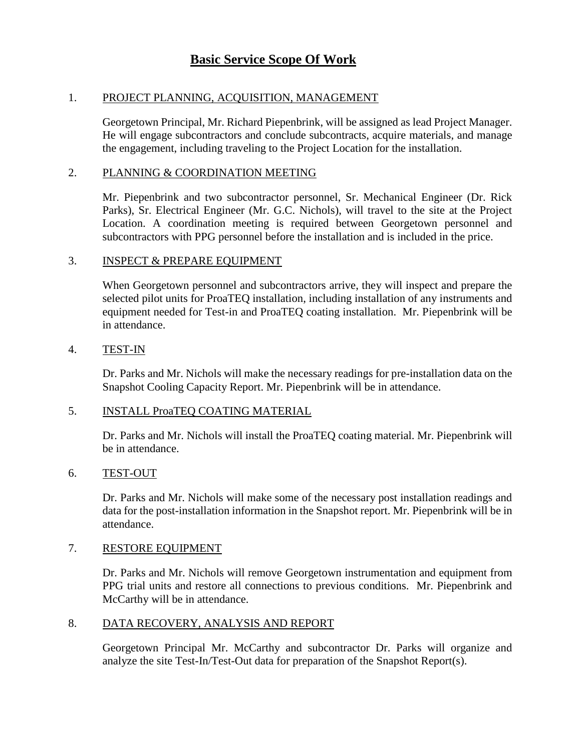# Basic Service Scope Of Work

1. PROJECT PLANNING, ACQUISITION, MANAGEMENT

   Georgetown Principal, Mr. Richard Piepenbrink, will be assigned as lead Project Manager. He will engage subcontractors and conclude subcontracts, acquire materials, and manage the engagement, including traveling to the Project Location for the installation.

2. PLANNING & COORDINATION MEETING

   Mr. Piepenbrink and two subcontractor personnel, Sr. Mechanical Engineer (Dr. Rick Parks), Sr. Electrical Engineer (Mr. G.C. Nichols), will travel to the site at the Project Location. A coordination meeting is required between Georgetown personnel and subcontractors with PPG personnel before the installation and is included in the price.

3. INSPECT & PREPARE EQUIPMENT

   When Georgetown personnel and subcontractors arrive, they will inspect and prepare the selected pilot units for ProaTEQ installation, including installation of any instruments and equipment needed for Test-in and ProaTEQ coating installation. Mr. Piepenbrink will be in attendance.

4. TEST-IN

   Dr. Parks and Mr. Nichols will make the necessary readings for pre-installation data on the Snapshot Cooling Capacity Report. Mr. Piepenbrink will be in attendance.

5. INSTALL ProaTEQ COATING MATERIAL

   Dr. Parks and Mr. Nichols will install the ProaTEQ coating material. Mr. Piepenbrink will be in attendance.

6. TEST-OUT

   Dr. Parks and Mr. Nichols will make some of the necessary post installation readings and data for the post-installation information in the Snapshot report. Mr. Piepenbrink will be in attendance.

7. RESTORE EQUIPMENT

   Dr. Parks and Mr. Nichols will remove Georgetown instrumentation and equipment from PPG trial units and restore all connections to previous conditions. Mr. Piepenbrink and McCarthy will be in attendance.

8. DATA RECOVERY, ANALYSIS AND REPORT

   Georgetown Principal Mr. McCarthy and subcontractor Dr. Parks will organize and analyze the site Test-In/Test-Out data for preparation of the Snapshot Report(s).